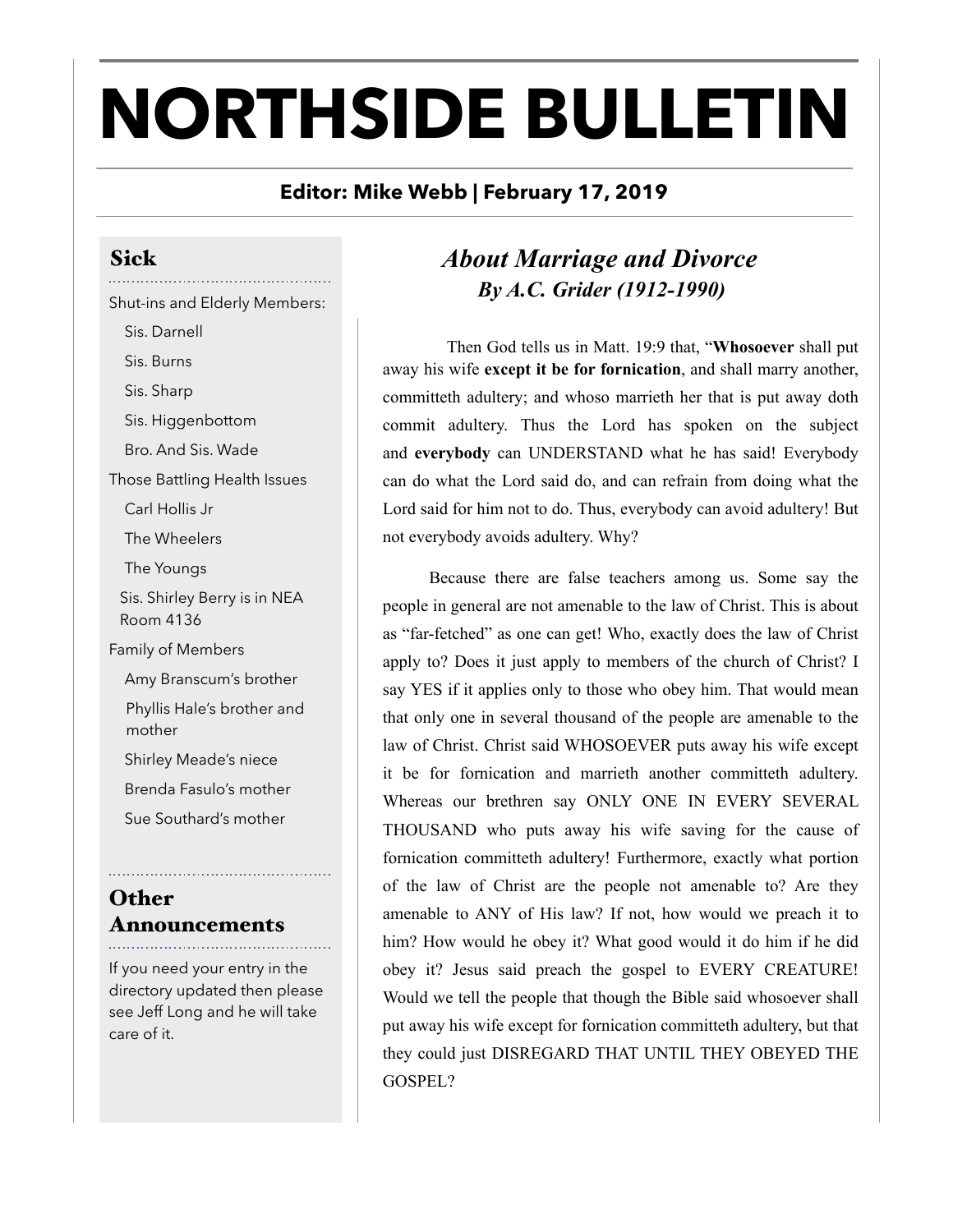# NORTHSIDE BULLETIN

**Editor: Mike Webb | February 17, 2019**

## Sick

Shut-ins and Elderly Members:

- Sis. Darnell
- Sis. Burns
- Sis. Sharp
- Sis. Higgenbottom
- Bro. And Sis. Wade

Those Battling Health Issues

- Carl Hollis Jr
- The Wheelers
- The Youngs
- Sis. Shirley Berry is in NEA Room 4136

Family of Members

- Amy Branscum's brother
- Phyllis Hale's brother and mother
- Shirley Meade's niece
- Brenda Fasulo's mother
- Sue Southard's mother

## Other Announcements

If you need your entry in the directory updated then please see Jeff Long and he will take care of it.

## *About Marriage and Divorce*

### *By A.C. Grider (1912-1990)*

Then God tells us in Matt. 19:9 that, "**Whosoever** shall put away his wife **except it be for fornication**, and shall marry another, committeth adultery; and whoso marrieth her that is put away doth commit adultery. Thus the Lord has spoken on the subject and **everybody** can UNDERSTAND what he has said! Everybody can do what the Lord said do, and can refrain from doing what the Lord said for him not to do. Thus, everybody can avoid adultery! But not everybody avoids adultery. Why?

Because there are false teachers among us. Some say the people in general are not amenable to the law of Christ. This is about as "far-fetched" as one can get! Who, exactly does the law of Christ apply to? Does it just apply to members of the church of Christ? I say YES if it applies only to those who obey him. That would mean that only one in several thousand of the people are amenable to the law of Christ. Christ said WHOSOEVER puts away his wife except it be for fornication and marrieth another committeth adultery. Whereas our brethren say ONLY ONE IN EVERY SEVERAL THOUSAND who puts away his wife saving for the cause of fornication committeth adultery! Furthermore, exactly what portion of the law of Christ are the people not amenable to? Are they amenable to ANY of His law? If not, how would we preach it to him? How would he obey it? What good would it do him if he did obey it? Jesus said preach the gospel to EVERY CREATURE! Would we tell the people that though the Bible said whosoever shall put away his wife except for fornication committeth adultery, but that they could just DISREGARD THAT UNTIL THEY OBEYED THE GOSPEL?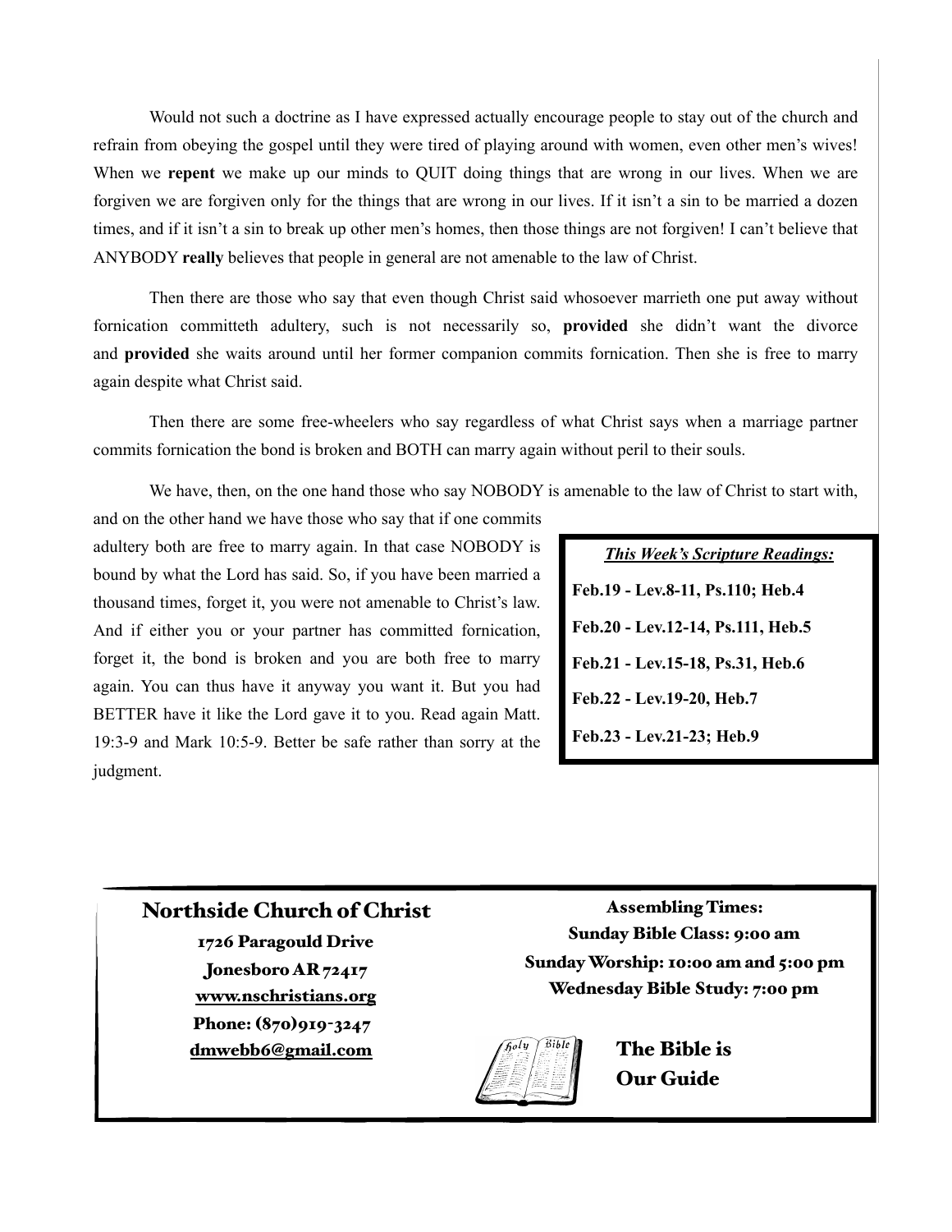Would not such a doctrine as I have expressed actually encourage people to stay out of the church and refrain from obeying the gospel until they were tired of playing around with women, even other men's wives! When we **repent** we make up our minds to QUIT doing things that are wrong in our lives. When we are forgiven we are forgiven only for the things that are wrong in our lives. If it isn't a sin to be married a dozen times, and if it isn't a sin to break up other men's homes, then those things are not forgiven! I can't believe that ANYBODY **really** believes that people in general are not amenable to the law of Christ.

Then there are those who say that even though Christ said whosoever marrieth one put away without fornication committeth adultery, such is not necessarily so, **provided** she didn't want the divorce and **provided** she waits around until her former companion commits fornication. Then she is free to marry again despite what Christ said.

Then there are some free-wheelers who say regardless of what Christ says when a marriage partner commits fornication the bond is broken and BOTH can marry again without peril to their souls.

We have, then, on the one hand those who say NOBODY is amenable to the law of Christ to start with, and on the other hand we have those who say that if one commits adultery both are free to marry again. In that case NOBODY is bound by what the Lord has said. So, if you have been married a thousand times, forget it, you were not amenable to Christ's law. And if either you or your partner has committed fornication, forget it, the bond is broken and you are both free to marry again. You can thus have it anyway you want it. But you had BETTER have it like the Lord gave it to you. Read again Matt. 19:3-9 and Mark 10:5-9. Better be safe rather than sorry at the judgment.

***This Week's Scripture Readings:***

**Feb.19 - Lev.8-11, Ps.110; Heb.4**

**Feb.20 - Lev.12-14, Ps.111, Heb.5**

**Feb.21 - Lev.15-18, Ps.31, Heb.6**

**Feb.22 - Lev.19-20, Heb.7**

**Feb.23 - Lev.21-23; Heb.9**

## Northside Church of Christ

1726 Paragould Drive
Jonesboro AR 72417
www.nschristians.org
Phone: (870)919-3247
dmwebb6@gmail.com

**Assembling Times:**
Sunday Bible Class: 9:00 am
Sunday Worship: 10:00 am and 5:00 pm
Wednesday Bible Study: 7:00 pm

**The Bible is Our Guide**